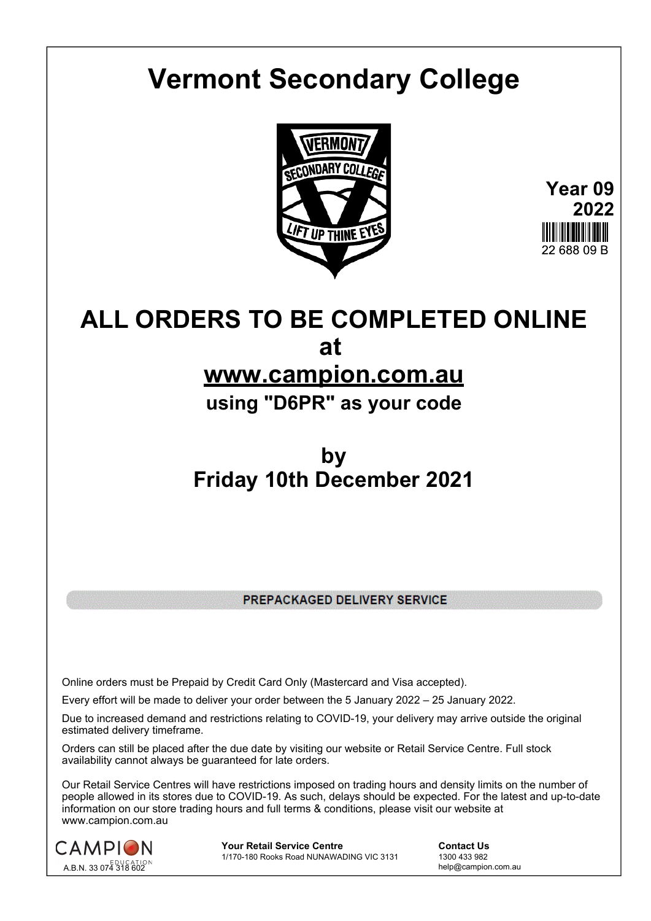# Vermont Secondary College

**Year 09**
**2022**

22 688 09 B

# ALL ORDERS TO BE COMPLETED ONLINE

# at

# www.campion.com.au

## using "D6PR" as your code

# by

# Friday 10th December 2021

**PREPACKAGED DELIVERY SERVICE**

Online orders must be Prepaid by Credit Card Only (Mastercard and Visa accepted).

Every effort will be made to deliver your order between the 5 January 2022 – 25 January 2022.

Due to increased demand and restrictions relating to COVID-19, your delivery may arrive outside the original estimated delivery timeframe.

Orders can still be placed after the due date by visiting our website or Retail Service Centre. Full stock availability cannot always be guaranteed for late orders.

Our Retail Service Centres will have restrictions imposed on trading hours and density limits on the number of people allowed in its stores due to COVID-19. As such, delays should be expected. For the latest and up-to-date information on our store trading hours and full terms & conditions, please visit our website at www.campion.com.au

CAMPION EDUCATION
A.B.N. 33 074 318 602

**Your Retail Service Centre**
1/170-180 Rooks Road NUNAWADING VIC 3131

**Contact Us**
1300 433 982
help@campion.com.au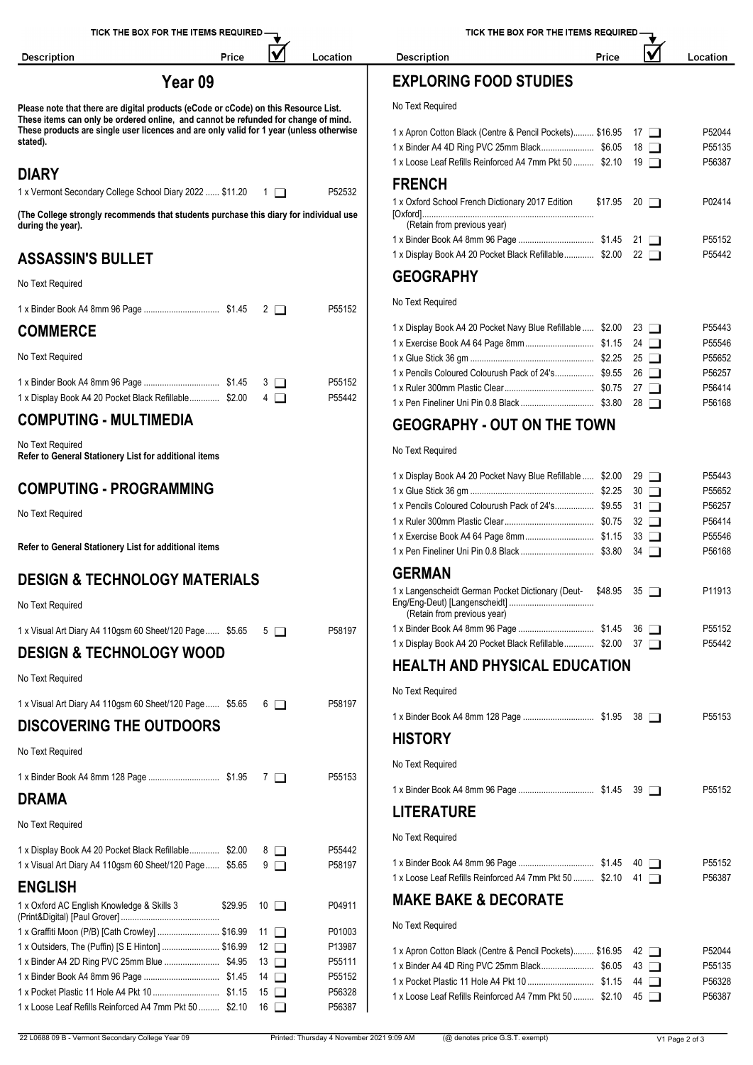# Year 09

**Please note that there are digital products (eCode or cCode) on this Resource List. These items can only be ordered online, and cannot be refunded for change of mind. These products are single user licences and are only valid for 1 year (unless otherwise stated).**

## DIARY

| Description | Price | # | Location |
|---|---|---|---|
| 1 x Vermont Secondary College School Diary 2022 | $11.20 | 1 ☐ | P52532 |

**(The College strongly recommends that students purchase this diary for individual use during the year).**

## ASSASSIN'S BULLET

No Text Required

| Description | Price | # | Location |
|---|---|---|---|
| 1 x Binder Book A4 8mm 96 Page | $1.45 | 2 ☐ | P55152 |

## COMMERCE

No Text Required

| Description | Price | # | Location |
|---|---|---|---|
| 1 x Binder Book A4 8mm 96 Page | $1.45 | 3 ☐ | P55152 |
| 1 x Display Book A4 20 Pocket Black Refillable | $2.00 | 4 ☐ | P55442 |

## COMPUTING - MULTIMEDIA

No Text Required
**Refer to General Stationery List for additional items**

## COMPUTING - PROGRAMMING

No Text Required

**Refer to General Stationery List for additional items**

## DESIGN & TECHNOLOGY MATERIALS

No Text Required

| Description | Price | # | Location |
|---|---|---|---|
| 1 x Visual Art Diary A4 110gsm 60 Sheet/120 Page | $5.65 | 5 ☐ | P58197 |

## DESIGN & TECHNOLOGY WOOD

No Text Required

| Description | Price | # | Location |
|---|---|---|---|
| 1 x Visual Art Diary A4 110gsm 60 Sheet/120 Page | $5.65 | 6 ☐ | P58197 |

## DISCOVERING THE OUTDOORS

No Text Required

| Description | Price | # | Location |
|---|---|---|---|
| 1 x Binder Book A4 8mm 128 Page | $1.95 | 7 ☐ | P55153 |

## DRAMA

No Text Required

| Description | Price | # | Location |
|---|---|---|---|
| 1 x Display Book A4 20 Pocket Black Refillable | $2.00 | 8 ☐ | P55442 |
| 1 x Visual Art Diary A4 110gsm 60 Sheet/120 Page | $5.65 | 9 ☐ | P58197 |

## ENGLISH

| Description | Price | # | Location |
|---|---|---|---|
| 1 x Oxford AC English Knowledge & Skills 3 (Print&Digital) [Paul Grover] | $29.95 | 10 ☐ | P04911 |
| 1 x Graffiti Moon (P/B) [Cath Crowley] | $16.99 | 11 ☐ | P01003 |
| 1 x Outsiders, The (Puffin) [S E Hinton] | $16.99 | 12 ☐ | P13987 |
| 1 x Binder A4 2D Ring PVC 25mm Blue | $4.95 | 13 ☐ | P55111 |
| 1 x Binder Book A4 8mm 96 Page | $1.45 | 14 ☐ | P55152 |
| 1 x Pocket Plastic 11 Hole A4 Pkt 10 | $1.15 | 15 ☐ | P56328 |
| 1 x Loose Leaf Refills Reinforced A4 7mm Pkt 50 | $2.10 | 16 ☐ | P56387 |

## EXPLORING FOOD STUDIES

No Text Required

| Description | Price | # | Location |
|---|---|---|---|
| 1 x Apron Cotton Black (Centre & Pencil Pockets) | $16.95 | 17 ☐ | P52044 |
| 1 x Binder A4 4D Ring PVC 25mm Black | $6.05 | 18 ☐ | P55135 |
| 1 x Loose Leaf Refills Reinforced A4 7mm Pkt 50 | $2.10 | 19 ☐ | P56387 |

## FRENCH

| Description | Price | # | Location |
|---|---|---|---|
| 1 x Oxford School French Dictionary 2017 Edition [Oxford] (Retain from previous year) | $17.95 | 20 ☐ | P02414 |
| 1 x Binder Book A4 8mm 96 Page | $1.45 | 21 ☐ | P55152 |
| 1 x Display Book A4 20 Pocket Black Refillable | $2.00 | 22 ☐ | P55442 |

## GEOGRAPHY

No Text Required

| Description | Price | # | Location |
|---|---|---|---|
| 1 x Display Book A4 20 Pocket Navy Blue Refillable | $2.00 | 23 ☐ | P55443 |
| 1 x Exercise Book A4 64 Page 8mm | $1.15 | 24 ☐ | P55546 |
| 1 x Glue Stick 36 gm | $2.25 | 25 ☐ | P55652 |
| 1 x Pencils Coloured Colourush Pack of 24's | $9.55 | 26 ☐ | P56257 |
| 1 x Ruler 300mm Plastic Clear | $0.75 | 27 ☐ | P56414 |
| 1 x Pen Fineliner Uni Pin 0.8 Black | $3.80 | 28 ☐ | P56168 |

## GEOGRAPHY - OUT ON THE TOWN

No Text Required

| Description | Price | # | Location |
|---|---|---|---|
| 1 x Display Book A4 20 Pocket Navy Blue Refillable | $2.00 | 29 ☐ | P55443 |
| 1 x Glue Stick 36 gm | $2.25 | 30 ☐ | P55652 |
| 1 x Pencils Coloured Colourush Pack of 24's | $9.55 | 31 ☐ | P56257 |
| 1 x Ruler 300mm Plastic Clear | $0.75 | 32 ☐ | P56414 |
| 1 x Exercise Book A4 64 Page 8mm | $1.15 | 33 ☐ | P55546 |
| 1 x Pen Fineliner Uni Pin 0.8 Black | $3.80 | 34 ☐ | P56168 |

## GERMAN

| Description | Price | # | Location |
|---|---|---|---|
| 1 x Langenscheidt German Pocket Dictionary (Deut-Eng/Eng-Deut) [Langenscheidt] (Retain from previous year) | $48.95 | 35 ☐ | P11913 |
| 1 x Binder Book A4 8mm 96 Page | $1.45 | 36 ☐ | P55152 |
| 1 x Display Book A4 20 Pocket Black Refillable | $2.00 | 37 ☐ | P55442 |

## HEALTH AND PHYSICAL EDUCATION

No Text Required

| Description | Price | # | Location |
|---|---|---|---|
| 1 x Binder Book A4 8mm 128 Page | $1.95 | 38 ☐ | P55153 |

## HISTORY

No Text Required

| Description | Price | # | Location |
|---|---|---|---|
| 1 x Binder Book A4 8mm 96 Page | $1.45 | 39 ☐ | P55152 |

## LITERATURE

No Text Required

| Description | Price | # | Location |
|---|---|---|---|
| 1 x Binder Book A4 8mm 96 Page | $1.45 | 40 ☐ | P55152 |
| 1 x Loose Leaf Refills Reinforced A4 7mm Pkt 50 | $2.10 | 41 ☐ | P56387 |

## MAKE BAKE & DECORATE

No Text Required

| Description | Price | # | Location |
|---|---|---|---|
| 1 x Apron Cotton Black (Centre & Pencil Pockets) | $16.95 | 42 ☐ | P52044 |
| 1 x Binder A4 4D Ring PVC 25mm Black | $6.05 | 43 ☐ | P55135 |
| 1 x Pocket Plastic 11 Hole A4 Pkt 10 | $1.15 | 44 ☐ | P56328 |
| 1 x Loose Leaf Refills Reinforced A4 7mm Pkt 50 | $2.10 | 45 ☐ | P56387 |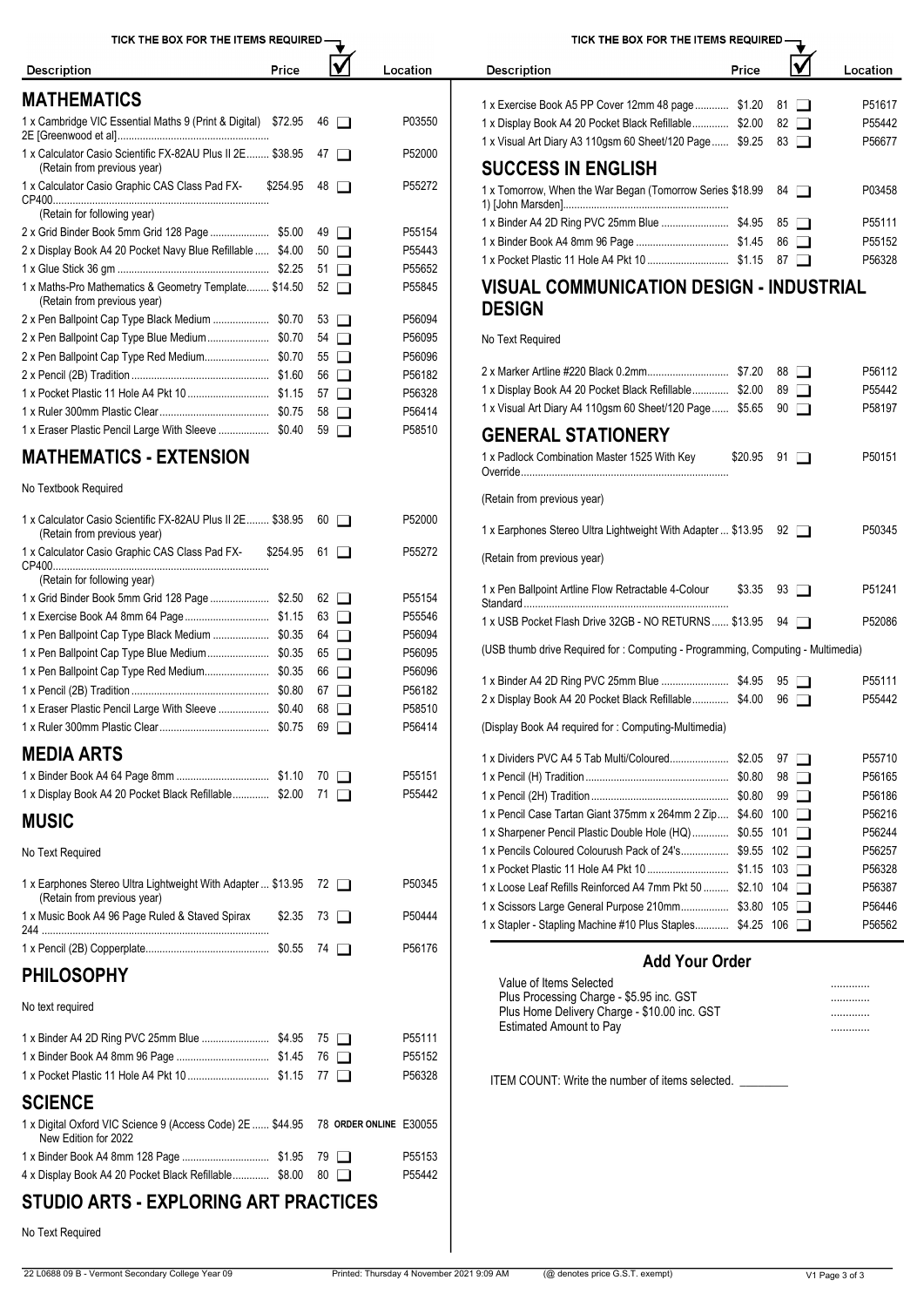TICK THE BOX FOR THE ITEMS REQUIRED

## MATHEMATICS

| Description | Price | ☑ | Location |
|---|---|---|---|
| 1 x Cambridge VIC Essential Maths 9 (Print & Digital) 2E [Greenwood et al] | $72.95 | 46 ☐ | P03550 |
| 1 x Calculator Casio Scientific FX-82AU Plus II 2E (Retain from previous year) | $38.95 | 47 ☐ | P52000 |
| 1 x Calculator Casio Graphic CAS Class Pad FX-CP400 (Retain for following year) | $254.95 | 48 ☐ | P55272 |
| 2 x Grid Binder Book 5mm Grid 128 Page | $5.00 | 49 ☐ | P55154 |
| 2 x Display Book A4 20 Pocket Navy Blue Refillable | $4.00 | 50 ☐ | P55443 |
| 1 x Glue Stick 36 gm | $2.25 | 51 ☐ | P55652 |
| 1 x Maths-Pro Mathematics & Geometry Template (Retain from previous year) | $14.50 | 52 ☐ | P55845 |
| 2 x Pen Ballpoint Cap Type Black Medium | $0.70 | 53 ☐ | P56094 |
| 2 x Pen Ballpoint Cap Type Blue Medium | $0.70 | 54 ☐ | P56095 |
| 2 x Pen Ballpoint Cap Type Red Medium | $0.70 | 55 ☐ | P56096 |
| 2 x Pencil (2B) Tradition | $1.60 | 56 ☐ | P56182 |
| 1 x Pocket Plastic 11 Hole A4 Pkt 10 | $1.15 | 57 ☐ | P56328 |
| 1 x Ruler 300mm Plastic Clear | $0.75 | 58 ☐ | P56414 |
| 1 x Eraser Plastic Pencil Large With Sleeve | $0.40 | 59 ☐ | P58510 |

## MATHEMATICS - EXTENSION

No Textbook Required

| Description | Price | ☑ | Location |
|---|---|---|---|
| 1 x Calculator Casio Scientific FX-82AU Plus II 2E (Retain from previous year) | $38.95 | 60 ☐ | P52000 |
| 1 x Calculator Casio Graphic CAS Class Pad FX-CP400 (Retain for following year) | $254.95 | 61 ☐ | P55272 |
| 1 x Grid Binder Book 5mm Grid 128 Page | $2.50 | 62 ☐ | P55154 |
| 1 x Exercise Book A4 8mm 64 Page | $1.15 | 63 ☐ | P55546 |
| 1 x Pen Ballpoint Cap Type Black Medium | $0.35 | 64 ☐ | P56094 |
| 1 x Pen Ballpoint Cap Type Blue Medium | $0.35 | 65 ☐ | P56095 |
| 1 x Pen Ballpoint Cap Type Red Medium | $0.35 | 66 ☐ | P56096 |
| 1 x Pencil (2B) Tradition | $0.80 | 67 ☐ | P56182 |
| 1 x Eraser Plastic Pencil Large With Sleeve | $0.40 | 68 ☐ | P58510 |
| 1 x Ruler 300mm Plastic Clear | $0.75 | 69 ☐ | P56414 |

## MEDIA ARTS

| Description | Price | ☑ | Location |
|---|---|---|---|
| 1 x Binder Book A4 64 Page 8mm | $1.10 | 70 ☐ | P55151 |
| 1 x Display Book A4 20 Pocket Black Refillable | $2.00 | 71 ☐ | P55442 |

## MUSIC

No Text Required

| Description | Price | ☑ | Location |
|---|---|---|---|
| 1 x Earphones Stereo Ultra Lightweight With Adapter (Retain from previous year) | $13.95 | 72 ☐ | P50345 |
| 1 x Music Book A4 96 Page Ruled & Staved Spirax 244 | $2.35 | 73 ☐ | P50444 |
| 1 x Pencil (2B) Copperplate | $0.55 | 74 ☐ | P56176 |

## PHILOSOPHY

No text required

| Description | Price | ☑ | Location |
|---|---|---|---|
| 1 x Binder A4 2D Ring PVC 25mm Blue | $4.95 | 75 ☐ | P55111 |
| 1 x Binder Book A4 8mm 96 Page | $1.45 | 76 ☐ | P55152 |
| 1 x Pocket Plastic 11 Hole A4 Pkt 10 | $1.15 | 77 ☐ | P56328 |

## SCIENCE

| Description | Price | ☑ | Location |
|---|---|---|---|
| 1 x Digital Oxford VIC Science 9 (Access Code) 2E New Edition for 2022 | $44.95 | 78 ORDER ONLINE | E30055 |
| 1 x Binder Book A4 8mm 128 Page | $1.95 | 79 ☐ | P55153 |
| 4 x Display Book A4 20 Pocket Black Refillable | $8.00 | 80 ☐ | P55442 |

## STUDIO ARTS - EXPLORING ART PRACTICES

No Text Required

| Description | Price | ☑ | Location |
|---|---|---|---|
| 1 x Exercise Book A5 PP Cover 12mm 48 page | $1.20 | 81 ☐ | P51617 |
| 1 x Display Book A4 20 Pocket Black Refillable | $2.00 | 82 ☐ | P55442 |
| 1 x Visual Art Diary A3 110gsm 60 Sheet/120 Page | $9.25 | 83 ☐ | P56677 |

## SUCCESS IN ENGLISH

| Description | Price | ☑ | Location |
|---|---|---|---|
| 1 x Tomorrow, When the War Began (Tomorrow Series 1) [John Marsden] | $18.99 | 84 ☐ | P03458 |
| 1 x Binder A4 2D Ring PVC 25mm Blue | $4.95 | 85 ☐ | P55111 |
| 1 x Binder Book A4 8mm 96 Page | $1.45 | 86 ☐ | P55152 |
| 1 x Pocket Plastic 11 Hole A4 Pkt 10 | $1.15 | 87 ☐ | P56328 |

## VISUAL COMMUNICATION DESIGN - INDUSTRIAL DESIGN

No Text Required

| Description | Price | ☑ | Location |
|---|---|---|---|
| 2 x Marker Artline #220 Black 0.2mm | $7.20 | 88 ☐ | P56112 |
| 1 x Display Book A4 20 Pocket Black Refillable | $2.00 | 89 ☐ | P55442 |
| 1 x Visual Art Diary A4 110gsm 60 Sheet/120 Page | $5.65 | 90 ☐ | P58197 |

## GENERAL STATIONERY

| Description | Price | ☑ | Location |
|---|---|---|---|
| 1 x Padlock Combination Master 1525 With Key Override (Retain from previous year) | $20.95 | 91 ☐ | P50151 |
| 1 x Earphones Stereo Ultra Lightweight With Adapter (Retain from previous year) | $13.95 | 92 ☐ | P50345 |
| 1 x Pen Ballpoint Artline Flow Retractable 4-Colour Standard | $3.35 | 93 ☐ | P51241 |
| 1 x USB Pocket Flash Drive 32GB - NO RETURNS | $13.95 | 94 ☐ | P52086 |

(USB thumb drive Required for : Computing - Programming, Computing - Multimedia)

| Description | Price | ☑ | Location |
|---|---|---|---|
| 1 x Binder A4 2D Ring PVC 25mm Blue | $4.95 | 95 ☐ | P55111 |
| 2 x Display Book A4 20 Pocket Black Refillable | $4.00 | 96 ☐ | P55442 |

(Display Book A4 required for : Computing-Multimedia)

| Description | Price | ☑ | Location |
|---|---|---|---|
| 1 x Dividers PVC A4 5 Tab Multi/Coloured | $2.05 | 97 ☐ | P55710 |
| 1 x Pencil (H) Tradition | $0.80 | 98 ☐ | P56165 |
| 1 x Pencil (2H) Tradition | $0.80 | 99 ☐ | P56186 |
| 1 x Pencil Case Tartan Giant 375mm x 264mm 2 Zip | $4.60 | 100 ☐ | P56216 |
| 1 x Sharpener Pencil Plastic Double Hole (HQ) | $0.55 | 101 ☐ | P56244 |
| 1 x Pencils Coloured Colourush Pack of 24's | $9.55 | 102 ☐ | P56257 |
| 1 x Pocket Plastic 11 Hole A4 Pkt 10 | $1.15 | 103 ☐ | P56328 |
| 1 x Loose Leaf Refills Reinforced A4 7mm Pkt 50 | $2.10 | 104 ☐ | P56387 |
| 1 x Scissors Large General Purpose 210mm | $3.80 | 105 ☐ | P56446 |
| 1 x Stapler - Stapling Machine #10 Plus Staples | $4.25 | 106 ☐ | P56562 |

### Add Your Order

| | |
|---|---|
| Value of Items Selected | ............ |
| Plus Processing Charge - $5.95 inc. GST | ............ |
| Plus Home Delivery Charge - $10.00 inc. GST | ............ |
| Estimated Amount to Pay | ............ |

ITEM COUNT: Write the number of items selected. ________

22 L0688 09 B - Vermont Secondary College Year 09 — Printed: Thursday 4 November 2021 9:09 AM — (@ denotes price G.S.T. exempt)